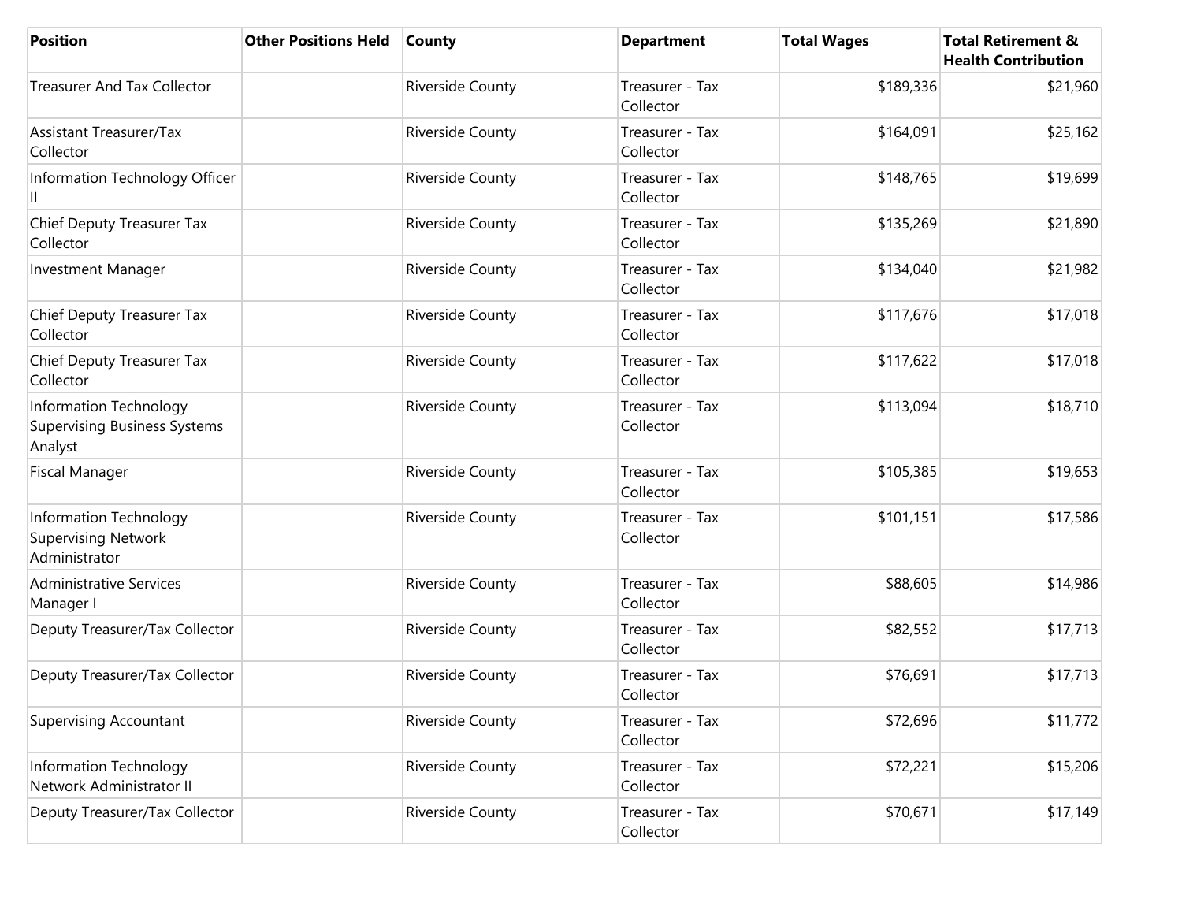| Position | Other Positions Held | County | Department | Total Wages | Total Retirement & Health Contribution |
| --- | --- | --- | --- | --- | --- |
| Treasurer And Tax Collector | | Riverside County | Treasurer - Tax Collector | $189,336 | $21,960 |
| Assistant Treasurer/Tax Collector | | Riverside County | Treasurer - Tax Collector | $164,091 | $25,162 |
| Information Technology Officer II | | Riverside County | Treasurer - Tax Collector | $148,765 | $19,699 |
| Chief Deputy Treasurer Tax Collector | | Riverside County | Treasurer - Tax Collector | $135,269 | $21,890 |
| Investment Manager | | Riverside County | Treasurer - Tax Collector | $134,040 | $21,982 |
| Chief Deputy Treasurer Tax Collector | | Riverside County | Treasurer - Tax Collector | $117,676 | $17,018 |
| Chief Deputy Treasurer Tax Collector | | Riverside County | Treasurer - Tax Collector | $117,622 | $17,018 |
| Information Technology Supervising Business Systems Analyst | | Riverside County | Treasurer - Tax Collector | $113,094 | $18,710 |
| Fiscal Manager | | Riverside County | Treasurer - Tax Collector | $105,385 | $19,653 |
| Information Technology Supervising Network Administrator | | Riverside County | Treasurer - Tax Collector | $101,151 | $17,586 |
| Administrative Services Manager I | | Riverside County | Treasurer - Tax Collector | $88,605 | $14,986 |
| Deputy Treasurer/Tax Collector | | Riverside County | Treasurer - Tax Collector | $82,552 | $17,713 |
| Deputy Treasurer/Tax Collector | | Riverside County | Treasurer - Tax Collector | $76,691 | $17,713 |
| Supervising Accountant | | Riverside County | Treasurer - Tax Collector | $72,696 | $11,772 |
| Information Technology Network Administrator II | | Riverside County | Treasurer - Tax Collector | $72,221 | $15,206 |
| Deputy Treasurer/Tax Collector | | Riverside County | Treasurer - Tax Collector | $70,671 | $17,149 |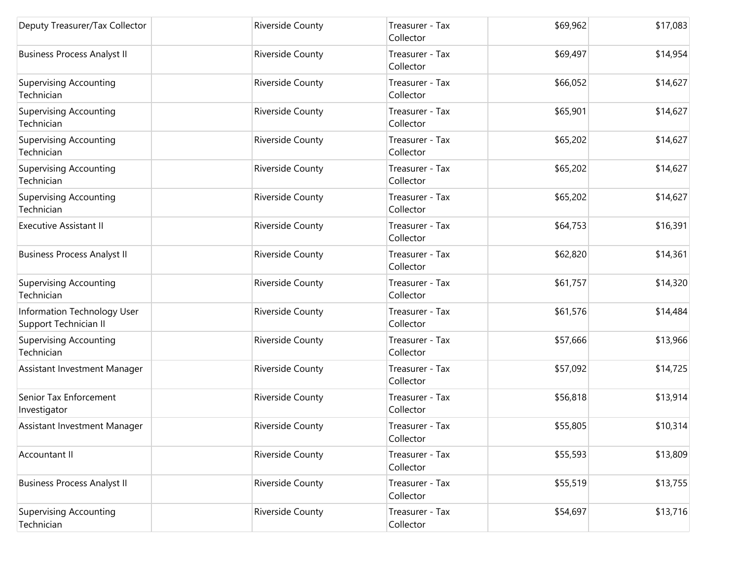| | | | | | |
|---|---|---|---|---|---|
| Deputy Treasurer/Tax Collector | | Riverside County | Treasurer - Tax Collector | $69,962 | $17,083 |
| Business Process Analyst II | | Riverside County | Treasurer - Tax Collector | $69,497 | $14,954 |
| Supervising Accounting Technician | | Riverside County | Treasurer - Tax Collector | $66,052 | $14,627 |
| Supervising Accounting Technician | | Riverside County | Treasurer - Tax Collector | $65,901 | $14,627 |
| Supervising Accounting Technician | | Riverside County | Treasurer - Tax Collector | $65,202 | $14,627 |
| Supervising Accounting Technician | | Riverside County | Treasurer - Tax Collector | $65,202 | $14,627 |
| Supervising Accounting Technician | | Riverside County | Treasurer - Tax Collector | $65,202 | $14,627 |
| Executive Assistant II | | Riverside County | Treasurer - Tax Collector | $64,753 | $16,391 |
| Business Process Analyst II | | Riverside County | Treasurer - Tax Collector | $62,820 | $14,361 |
| Supervising Accounting Technician | | Riverside County | Treasurer - Tax Collector | $61,757 | $14,320 |
| Information Technology User Support Technician II | | Riverside County | Treasurer - Tax Collector | $61,576 | $14,484 |
| Supervising Accounting Technician | | Riverside County | Treasurer - Tax Collector | $57,666 | $13,966 |
| Assistant Investment Manager | | Riverside County | Treasurer - Tax Collector | $57,092 | $14,725 |
| Senior Tax Enforcement Investigator | | Riverside County | Treasurer - Tax Collector | $56,818 | $13,914 |
| Assistant Investment Manager | | Riverside County | Treasurer - Tax Collector | $55,805 | $10,314 |
| Accountant II | | Riverside County | Treasurer - Tax Collector | $55,593 | $13,809 |
| Business Process Analyst II | | Riverside County | Treasurer - Tax Collector | $55,519 | $13,755 |
| Supervising Accounting Technician | | Riverside County | Treasurer - Tax Collector | $54,697 | $13,716 |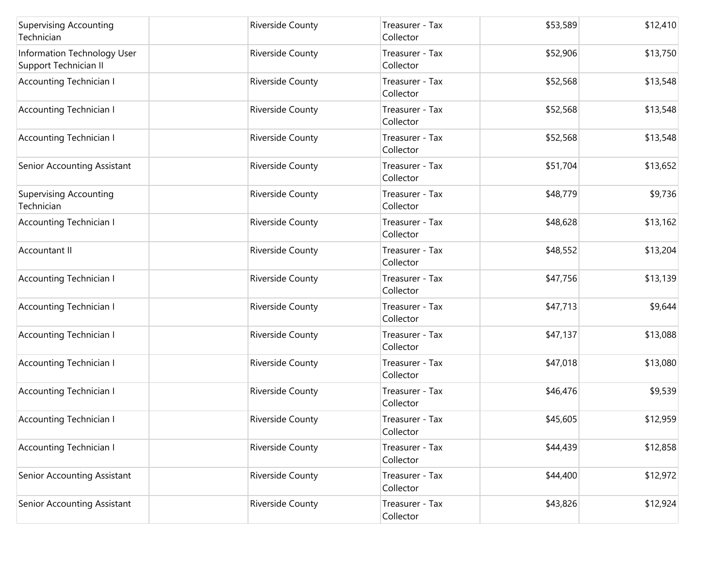| | | | | | |
|---|---|---|---|---|---|
| Supervising Accounting Technician | | Riverside County | Treasurer - Tax Collector | $53,589 | $12,410 |
| Information Technology User Support Technician II | | Riverside County | Treasurer - Tax Collector | $52,906 | $13,750 |
| Accounting Technician I | | Riverside County | Treasurer - Tax Collector | $52,568 | $13,548 |
| Accounting Technician I | | Riverside County | Treasurer - Tax Collector | $52,568 | $13,548 |
| Accounting Technician I | | Riverside County | Treasurer - Tax Collector | $52,568 | $13,548 |
| Senior Accounting Assistant | | Riverside County | Treasurer - Tax Collector | $51,704 | $13,652 |
| Supervising Accounting Technician | | Riverside County | Treasurer - Tax Collector | $48,779 | $9,736 |
| Accounting Technician I | | Riverside County | Treasurer - Tax Collector | $48,628 | $13,162 |
| Accountant II | | Riverside County | Treasurer - Tax Collector | $48,552 | $13,204 |
| Accounting Technician I | | Riverside County | Treasurer - Tax Collector | $47,756 | $13,139 |
| Accounting Technician I | | Riverside County | Treasurer - Tax Collector | $47,713 | $9,644 |
| Accounting Technician I | | Riverside County | Treasurer - Tax Collector | $47,137 | $13,088 |
| Accounting Technician I | | Riverside County | Treasurer - Tax Collector | $47,018 | $13,080 |
| Accounting Technician I | | Riverside County | Treasurer - Tax Collector | $46,476 | $9,539 |
| Accounting Technician I | | Riverside County | Treasurer - Tax Collector | $45,605 | $12,959 |
| Accounting Technician I | | Riverside County | Treasurer - Tax Collector | $44,439 | $12,858 |
| Senior Accounting Assistant | | Riverside County | Treasurer - Tax Collector | $44,400 | $12,972 |
| Senior Accounting Assistant | | Riverside County | Treasurer - Tax Collector | $43,826 | $12,924 |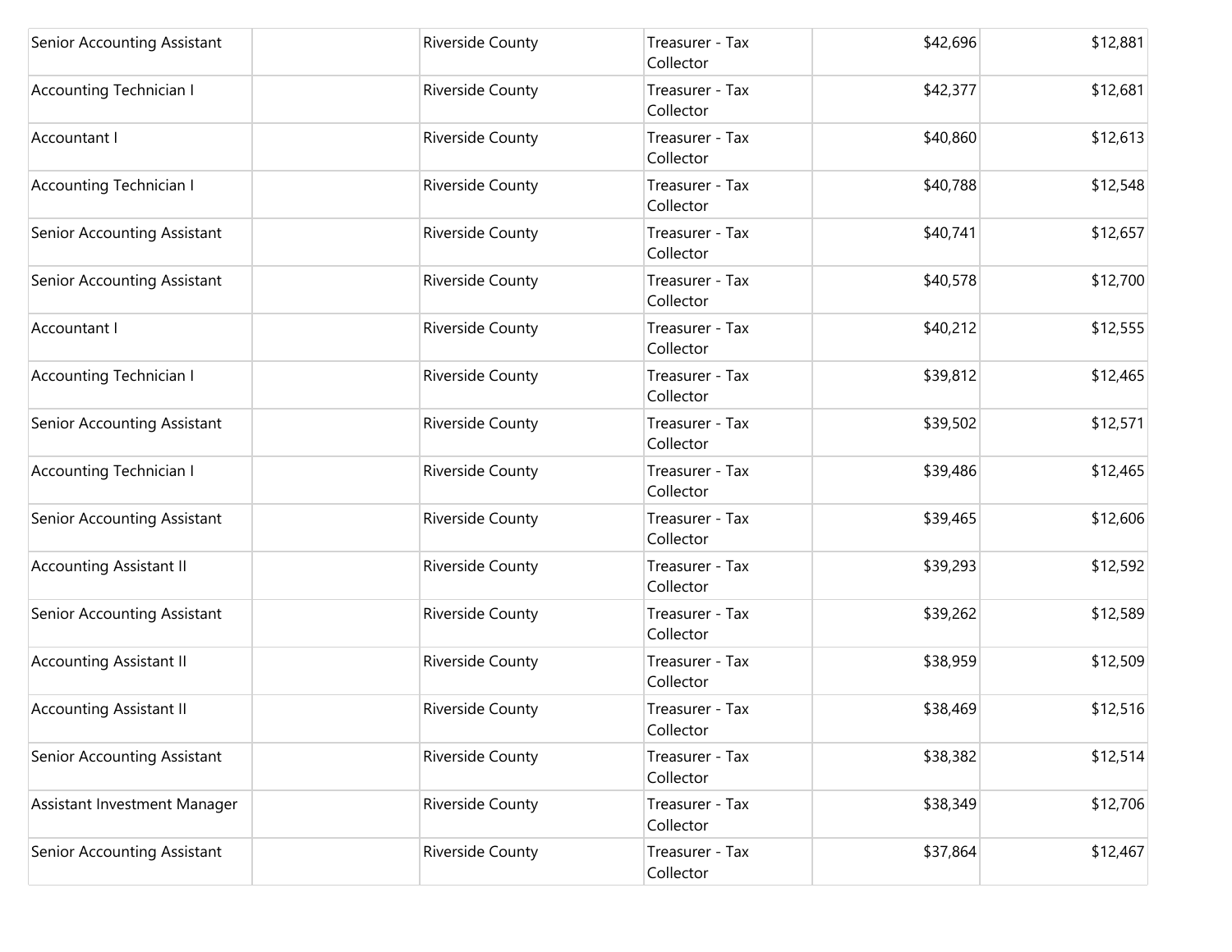| | | | | | |
|---|---|---|---|---|---|
| Senior Accounting Assistant | | Riverside County | Treasurer - Tax Collector | $42,696 | $12,881 |
| Accounting Technician I | | Riverside County | Treasurer - Tax Collector | $42,377 | $12,681 |
| Accountant I | | Riverside County | Treasurer - Tax Collector | $40,860 | $12,613 |
| Accounting Technician I | | Riverside County | Treasurer - Tax Collector | $40,788 | $12,548 |
| Senior Accounting Assistant | | Riverside County | Treasurer - Tax Collector | $40,741 | $12,657 |
| Senior Accounting Assistant | | Riverside County | Treasurer - Tax Collector | $40,578 | $12,700 |
| Accountant I | | Riverside County | Treasurer - Tax Collector | $40,212 | $12,555 |
| Accounting Technician I | | Riverside County | Treasurer - Tax Collector | $39,812 | $12,465 |
| Senior Accounting Assistant | | Riverside County | Treasurer - Tax Collector | $39,502 | $12,571 |
| Accounting Technician I | | Riverside County | Treasurer - Tax Collector | $39,486 | $12,465 |
| Senior Accounting Assistant | | Riverside County | Treasurer - Tax Collector | $39,465 | $12,606 |
| Accounting Assistant II | | Riverside County | Treasurer - Tax Collector | $39,293 | $12,592 |
| Senior Accounting Assistant | | Riverside County | Treasurer - Tax Collector | $39,262 | $12,589 |
| Accounting Assistant II | | Riverside County | Treasurer - Tax Collector | $38,959 | $12,509 |
| Accounting Assistant II | | Riverside County | Treasurer - Tax Collector | $38,469 | $12,516 |
| Senior Accounting Assistant | | Riverside County | Treasurer - Tax Collector | $38,382 | $12,514 |
| Assistant Investment Manager | | Riverside County | Treasurer - Tax Collector | $38,349 | $12,706 |
| Senior Accounting Assistant | | Riverside County | Treasurer - Tax Collector | $37,864 | $12,467 |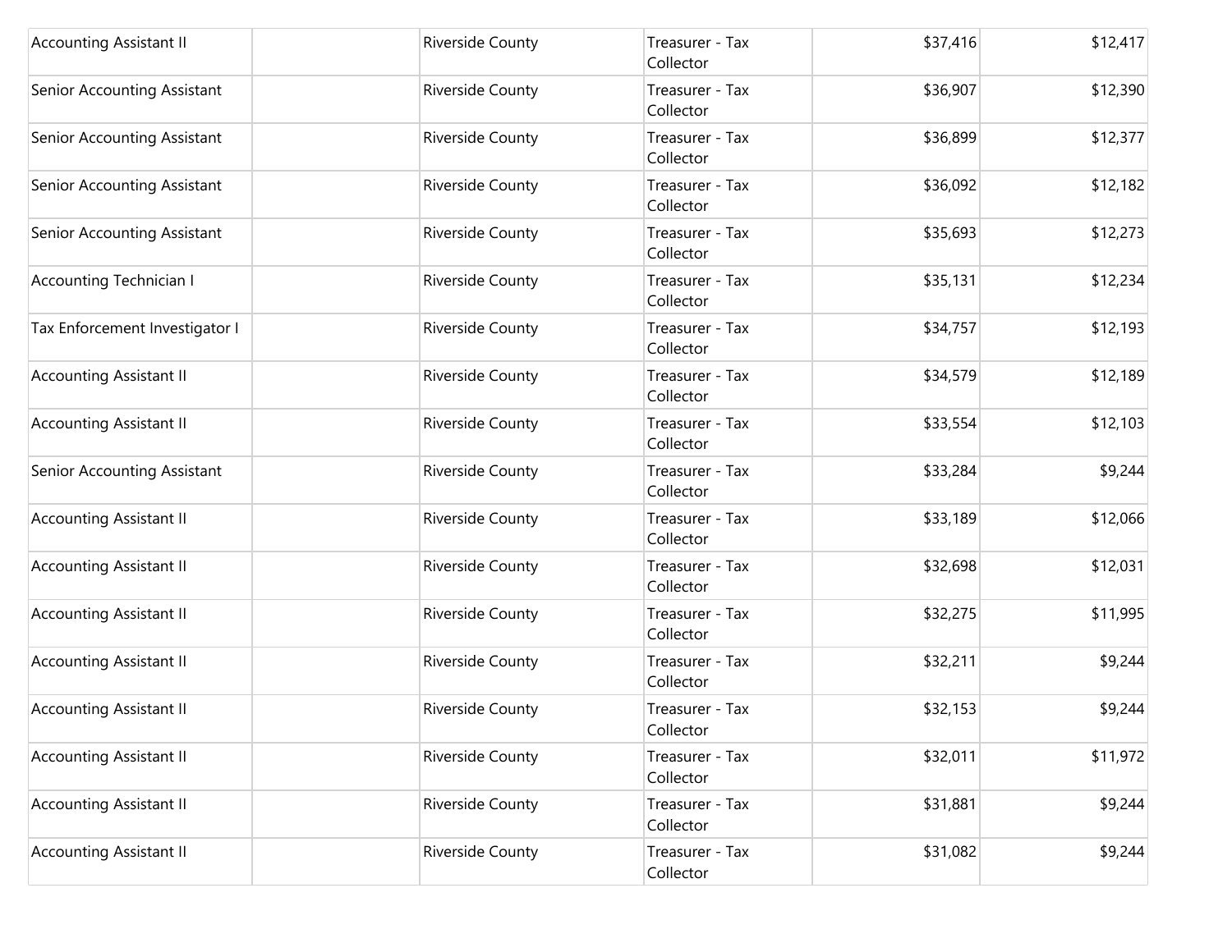| | | | | | |
|---|---|---|---|---|---|
| Accounting Assistant II | | Riverside County | Treasurer - Tax Collector | $37,416 | $12,417 |
| Senior Accounting Assistant | | Riverside County | Treasurer - Tax Collector | $36,907 | $12,390 |
| Senior Accounting Assistant | | Riverside County | Treasurer - Tax Collector | $36,899 | $12,377 |
| Senior Accounting Assistant | | Riverside County | Treasurer - Tax Collector | $36,092 | $12,182 |
| Senior Accounting Assistant | | Riverside County | Treasurer - Tax Collector | $35,693 | $12,273 |
| Accounting Technician I | | Riverside County | Treasurer - Tax Collector | $35,131 | $12,234 |
| Tax Enforcement Investigator I | | Riverside County | Treasurer - Tax Collector | $34,757 | $12,193 |
| Accounting Assistant II | | Riverside County | Treasurer - Tax Collector | $34,579 | $12,189 |
| Accounting Assistant II | | Riverside County | Treasurer - Tax Collector | $33,554 | $12,103 |
| Senior Accounting Assistant | | Riverside County | Treasurer - Tax Collector | $33,284 | $9,244 |
| Accounting Assistant II | | Riverside County | Treasurer - Tax Collector | $33,189 | $12,066 |
| Accounting Assistant II | | Riverside County | Treasurer - Tax Collector | $32,698 | $12,031 |
| Accounting Assistant II | | Riverside County | Treasurer - Tax Collector | $32,275 | $11,995 |
| Accounting Assistant II | | Riverside County | Treasurer - Tax Collector | $32,211 | $9,244 |
| Accounting Assistant II | | Riverside County | Treasurer - Tax Collector | $32,153 | $9,244 |
| Accounting Assistant II | | Riverside County | Treasurer - Tax Collector | $32,011 | $11,972 |
| Accounting Assistant II | | Riverside County | Treasurer - Tax Collector | $31,881 | $9,244 |
| Accounting Assistant II | | Riverside County | Treasurer - Tax Collector | $31,082 | $9,244 |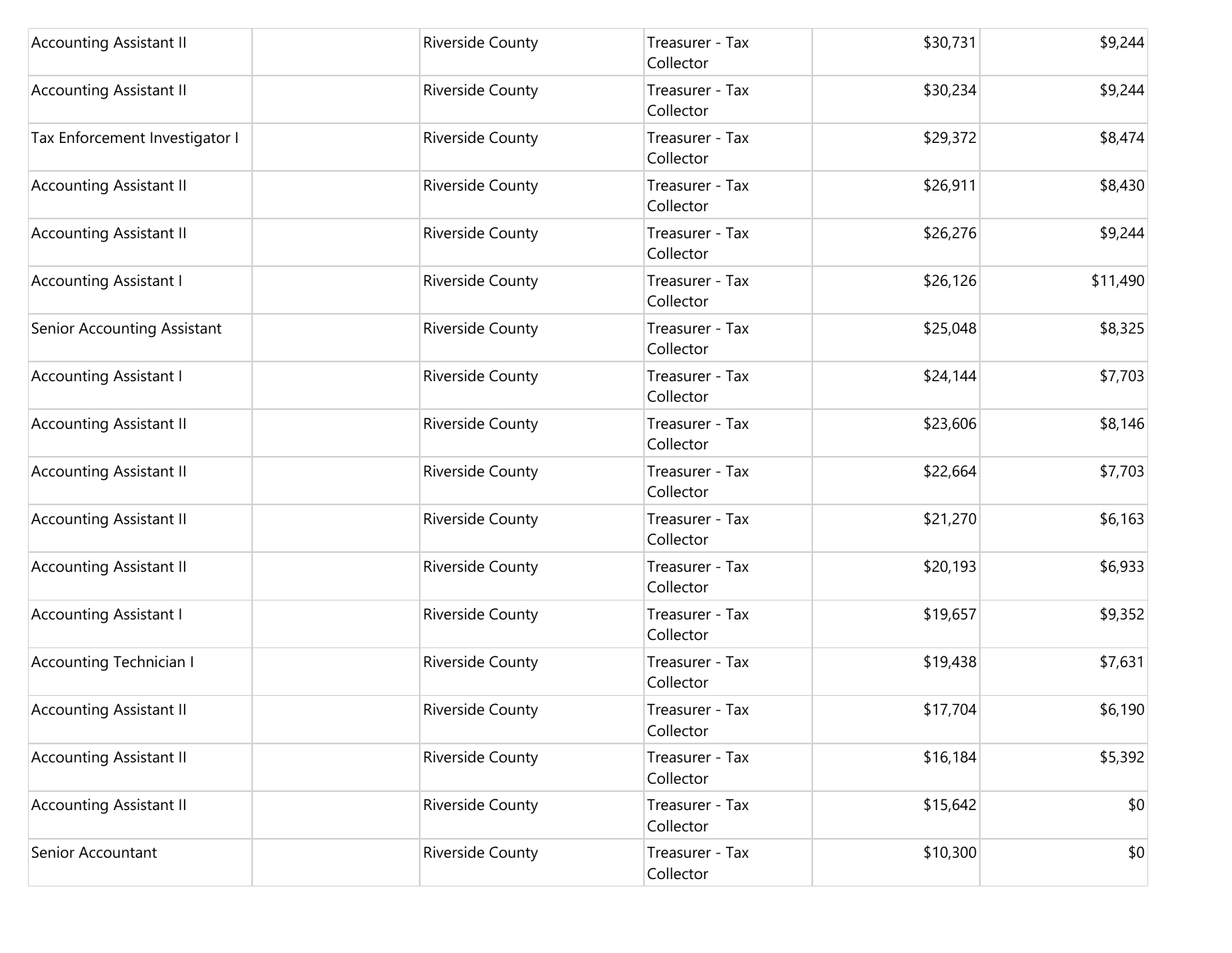| | | | | | |
|---|---|---|---|---|---|
| Accounting Assistant II | | Riverside County | Treasurer - Tax Collector | $30,731 | $9,244 |
| Accounting Assistant II | | Riverside County | Treasurer - Tax Collector | $30,234 | $9,244 |
| Tax Enforcement Investigator I | | Riverside County | Treasurer - Tax Collector | $29,372 | $8,474 |
| Accounting Assistant II | | Riverside County | Treasurer - Tax Collector | $26,911 | $8,430 |
| Accounting Assistant II | | Riverside County | Treasurer - Tax Collector | $26,276 | $9,244 |
| Accounting Assistant I | | Riverside County | Treasurer - Tax Collector | $26,126 | $11,490 |
| Senior Accounting Assistant | | Riverside County | Treasurer - Tax Collector | $25,048 | $8,325 |
| Accounting Assistant I | | Riverside County | Treasurer - Tax Collector | $24,144 | $7,703 |
| Accounting Assistant II | | Riverside County | Treasurer - Tax Collector | $23,606 | $8,146 |
| Accounting Assistant II | | Riverside County | Treasurer - Tax Collector | $22,664 | $7,703 |
| Accounting Assistant II | | Riverside County | Treasurer - Tax Collector | $21,270 | $6,163 |
| Accounting Assistant II | | Riverside County | Treasurer - Tax Collector | $20,193 | $6,933 |
| Accounting Assistant I | | Riverside County | Treasurer - Tax Collector | $19,657 | $9,352 |
| Accounting Technician I | | Riverside County | Treasurer - Tax Collector | $19,438 | $7,631 |
| Accounting Assistant II | | Riverside County | Treasurer - Tax Collector | $17,704 | $6,190 |
| Accounting Assistant II | | Riverside County | Treasurer - Tax Collector | $16,184 | $5,392 |
| Accounting Assistant II | | Riverside County | Treasurer - Tax Collector | $15,642 | $0 |
| Senior Accountant | | Riverside County | Treasurer - Tax Collector | $10,300 | $0 |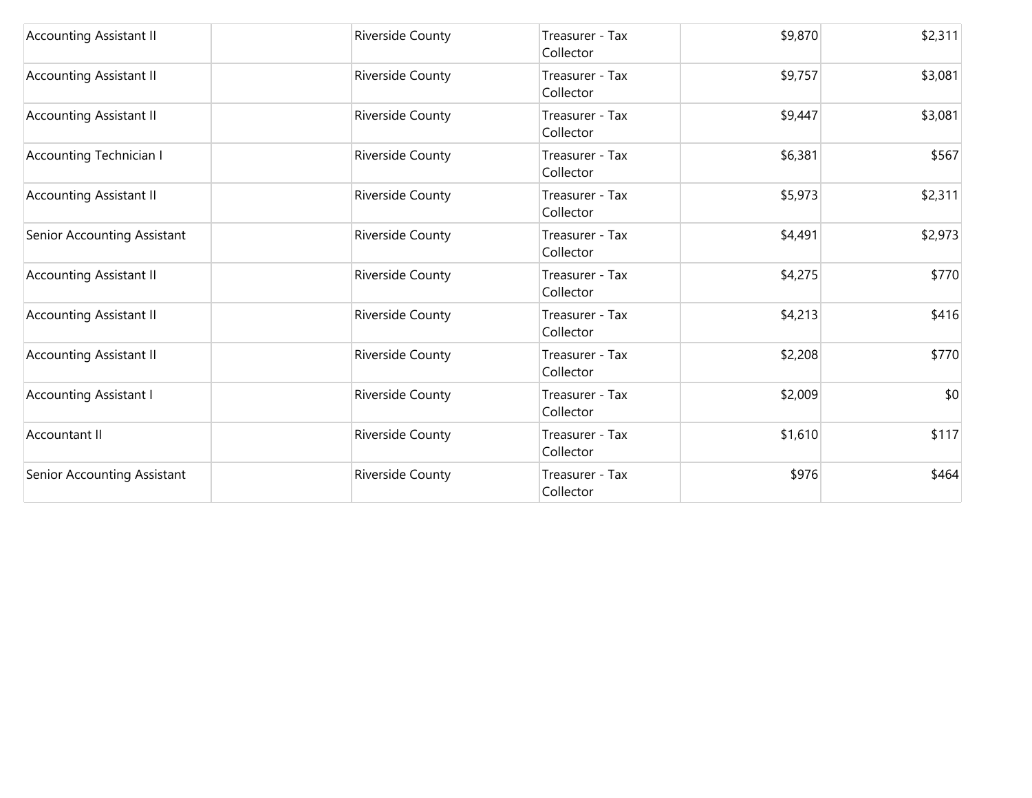| | | | | | |
|---|---|---|---|---|---|
| Accounting Assistant II | | Riverside County | Treasurer - Tax Collector | $9,870 | $2,311 |
| Accounting Assistant II | | Riverside County | Treasurer - Tax Collector | $9,757 | $3,081 |
| Accounting Assistant II | | Riverside County | Treasurer - Tax Collector | $9,447 | $3,081 |
| Accounting Technician I | | Riverside County | Treasurer - Tax Collector | $6,381 | $567 |
| Accounting Assistant II | | Riverside County | Treasurer - Tax Collector | $5,973 | $2,311 |
| Senior Accounting Assistant | | Riverside County | Treasurer - Tax Collector | $4,491 | $2,973 |
| Accounting Assistant II | | Riverside County | Treasurer - Tax Collector | $4,275 | $770 |
| Accounting Assistant II | | Riverside County | Treasurer - Tax Collector | $4,213 | $416 |
| Accounting Assistant II | | Riverside County | Treasurer - Tax Collector | $2,208 | $770 |
| Accounting Assistant I | | Riverside County | Treasurer - Tax Collector | $2,009 | $0 |
| Accountant II | | Riverside County | Treasurer - Tax Collector | $1,610 | $117 |
| Senior Accounting Assistant | | Riverside County | Treasurer - Tax Collector | $976 | $464 |